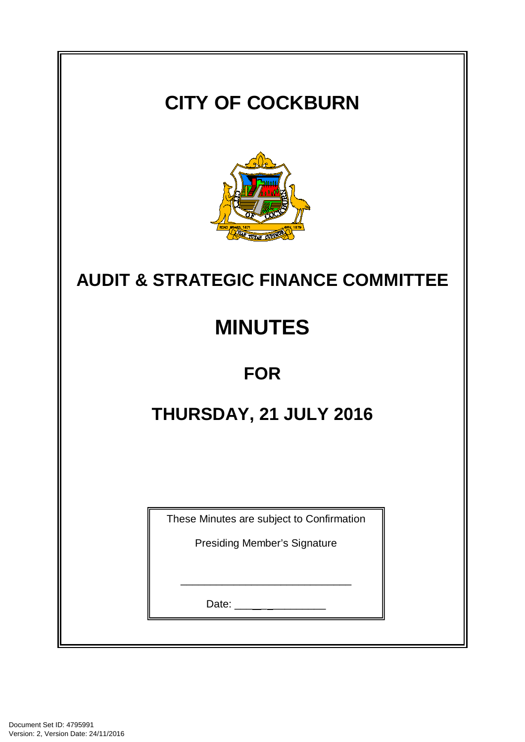# CITY OF COCKBURN

## AUDIT & STRATEGIC FINANCE COMMITTEE

# MINUTES

## FOR

## THURSDAY, 21 JULY 2016

These Minutes are subject to Confirmation

Presiding Member's Signature

_____________________________

Date: _______________

Document Set ID: 4795991
Version: 2, Version Date: 24/11/2016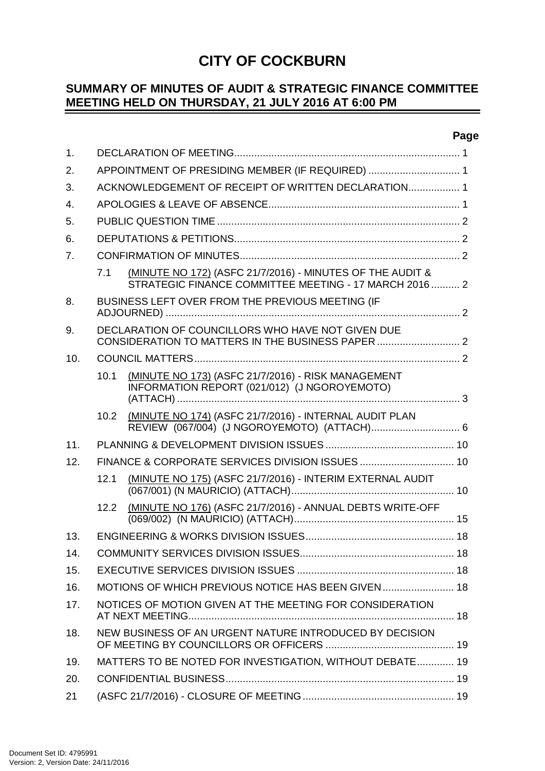# CITY OF COCKBURN

## SUMMARY OF MINUTES OF AUDIT & STRATEGIC FINANCE COMMITTEE MEETING HELD ON THURSDAY, 21 JULY 2016 AT 6:00 PM

| | | Page |
|---|---|---|
| 1. | DECLARATION OF MEETING | 1 |
| 2. | APPOINTMENT OF PRESIDING MEMBER (IF REQUIRED) | 1 |
| 3. | ACKNOWLEDGEMENT OF RECEIPT OF WRITTEN DECLARATION | 1 |
| 4. | APOLOGIES & LEAVE OF ABSENCE | 1 |
| 5. | PUBLIC QUESTION TIME | 2 |
| 6. | DEPUTATIONS & PETITIONS | 2 |
| 7. | CONFIRMATION OF MINUTES | 2 |
| 7.1 | (MINUTE NO 172) (ASFC 21/7/2016) - MINUTES OF THE AUDIT & STRATEGIC FINANCE COMMITTEE MEETING - 17 MARCH 2016 | 2 |
| 8. | BUSINESS LEFT OVER FROM THE PREVIOUS MEETING (IF ADJOURNED) | 2 |
| 9. | DECLARATION OF COUNCILLORS WHO HAVE NOT GIVEN DUE CONSIDERATION TO MATTERS IN THE BUSINESS PAPER | 2 |
| 10. | COUNCIL MATTERS | 2 |
| 10.1 | (MINUTE NO 173) (ASFC 21/7/2016) - RISK MANAGEMENT INFORMATION REPORT (021/012) (J NGOROYEMOTO) (ATTACH) | 3 |
| 10.2 | (MINUTE NO 174) (ASFC 21/7/2016) - INTERNAL AUDIT PLAN REVIEW (067/004) (J NGOROYEMOTO) (ATTACH) | 6 |
| 11. | PLANNING & DEVELOPMENT DIVISION ISSUES | 10 |
| 12. | FINANCE & CORPORATE SERVICES DIVISION ISSUES | 10 |
| 12.1 | (MINUTE NO 175) (ASFC 21/7/2016) - INTERIM EXTERNAL AUDIT (067/001) (N MAURICIO) (ATTACH) | 10 |
| 12.2 | (MINUTE NO 176) (ASFC 21/7/2016) - ANNUAL DEBTS WRITE-OFF (069/002) (N MAURICIO) (ATTACH) | 15 |
| 13. | ENGINEERING & WORKS DIVISION ISSUES | 18 |
| 14. | COMMUNITY SERVICES DIVISION ISSUES | 18 |
| 15. | EXECUTIVE SERVICES DIVISION ISSUES | 18 |
| 16. | MOTIONS OF WHICH PREVIOUS NOTICE HAS BEEN GIVEN | 18 |
| 17. | NOTICES OF MOTION GIVEN AT THE MEETING FOR CONSIDERATION AT NEXT MEETING | 18 |
| 18. | NEW BUSINESS OF AN URGENT NATURE INTRODUCED BY DECISION OF MEETING BY COUNCILLORS OR OFFICERS | 19 |
| 19. | MATTERS TO BE NOTED FOR INVESTIGATION, WITHOUT DEBATE | 19 |
| 20. | CONFIDENTIAL BUSINESS | 19 |
| 21 | (ASFC 21/7/2016) - CLOSURE OF MEETING | 19 |

Document Set ID: 4795991
Version: 2, Version Date: 24/11/2016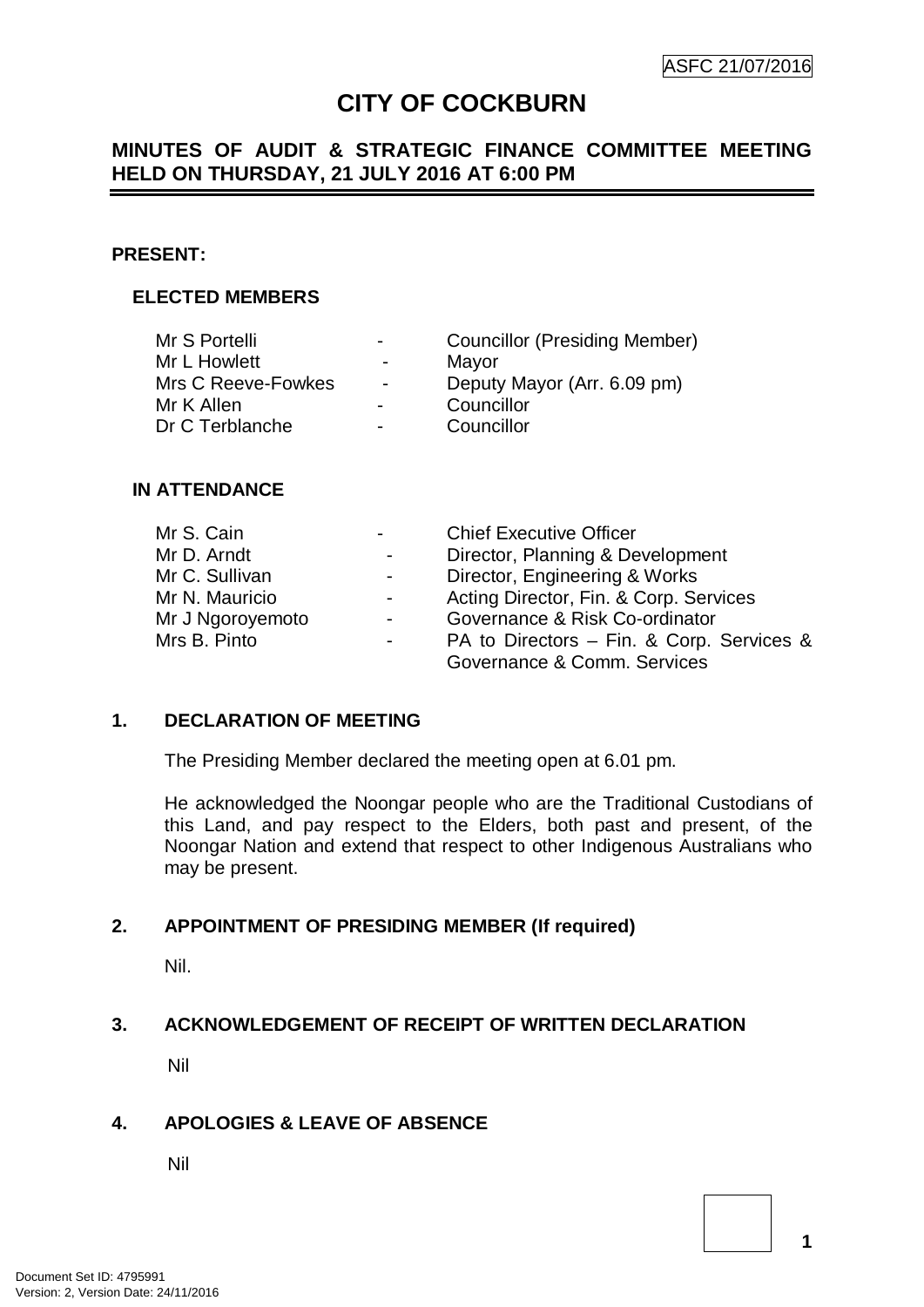# CITY OF COCKBURN

## MINUTES OF AUDIT & STRATEGIC FINANCE COMMITTEE MEETING HELD ON THURSDAY, 21 JULY 2016 AT 6:00 PM

**PRESENT:**

### ELECTED MEMBERS

| | | |
|---|---|---|
| Mr S Portelli | - | Councillor (Presiding Member) |
| Mr L Howlett | - | Mayor |
| Mrs C Reeve-Fowkes | - | Deputy Mayor (Arr. 6.09 pm) |
| Mr K Allen | - | Councillor |
| Dr C Terblanche | - | Councillor |

### IN ATTENDANCE

| | | |
|---|---|---|
| Mr S. Cain | - | Chief Executive Officer |
| Mr D. Arndt | - | Director, Planning & Development |
| Mr C. Sullivan | - | Director, Engineering & Works |
| Mr N. Mauricio | - | Acting Director, Fin. & Corp. Services |
| Mr J Ngoroyemoto | - | Governance & Risk Co-ordinator |
| Mrs B. Pinto | - | PA to Directors – Fin. & Corp. Services & Governance & Comm. Services |

**1. DECLARATION OF MEETING**

The Presiding Member declared the meeting open at 6.01 pm.

He acknowledged the Noongar people who are the Traditional Custodians of this Land, and pay respect to the Elders, both past and present, of the Noongar Nation and extend that respect to other Indigenous Australians who may be present.

**2. APPOINTMENT OF PRESIDING MEMBER (If required)**

Nil.

**3. ACKNOWLEDGEMENT OF RECEIPT OF WRITTEN DECLARATION**

Nil

**4. APOLOGIES & LEAVE OF ABSENCE**

Nil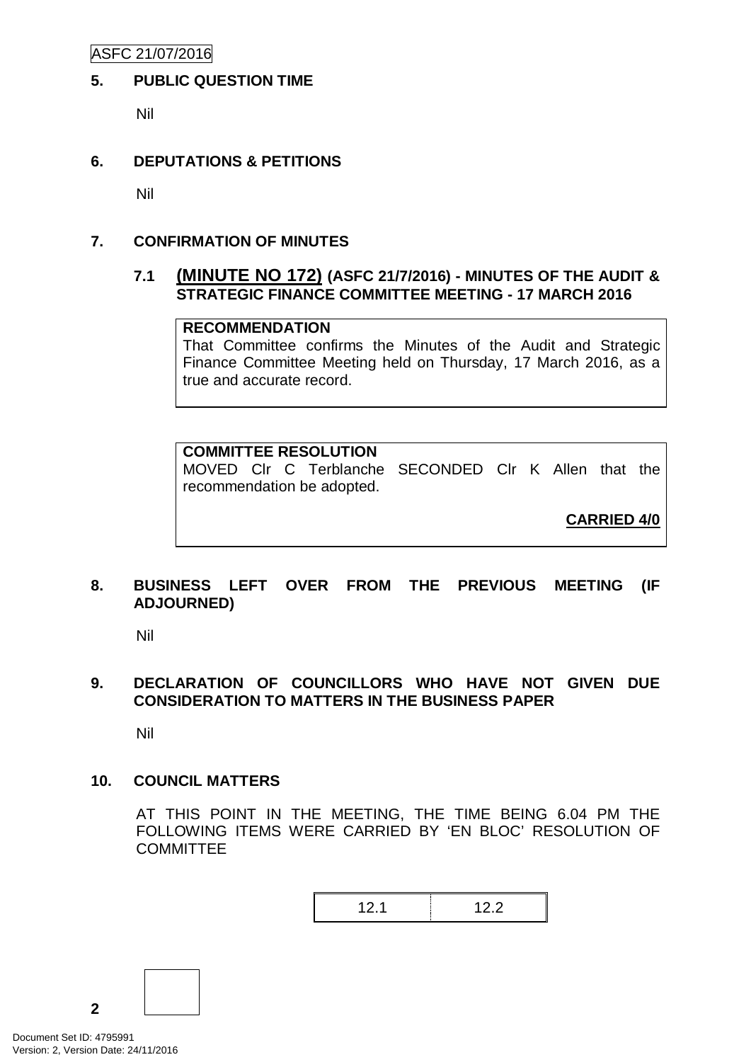## 5. PUBLIC QUESTION TIME

Nil

## 6. DEPUTATIONS & PETITIONS

Nil

## 7. CONFIRMATION OF MINUTES

### 7.1 (MINUTE NO 172) (ASFC 21/7/2016) - MINUTES OF THE AUDIT & STRATEGIC FINANCE COMMITTEE MEETING - 17 MARCH 2016

**RECOMMENDATION**

That Committee confirms the Minutes of the Audit and Strategic Finance Committee Meeting held on Thursday, 17 March 2016, as a true and accurate record.

**COMMITTEE RESOLUTION**

MOVED Clr C Terblanche SECONDED Clr K Allen that the recommendation be adopted.

**CARRIED 4/0**

## 8. BUSINESS LEFT OVER FROM THE PREVIOUS MEETING (IF ADJOURNED)

Nil

## 9. DECLARATION OF COUNCILLORS WHO HAVE NOT GIVEN DUE CONSIDERATION TO MATTERS IN THE BUSINESS PAPER

Nil

## 10. COUNCIL MATTERS

AT THIS POINT IN THE MEETING, THE TIME BEING 6.04 PM THE FOLLOWING ITEMS WERE CARRIED BY 'EN BLOC' RESOLUTION OF COMMITTEE

| 12.1 | 12.2 |
|---|---|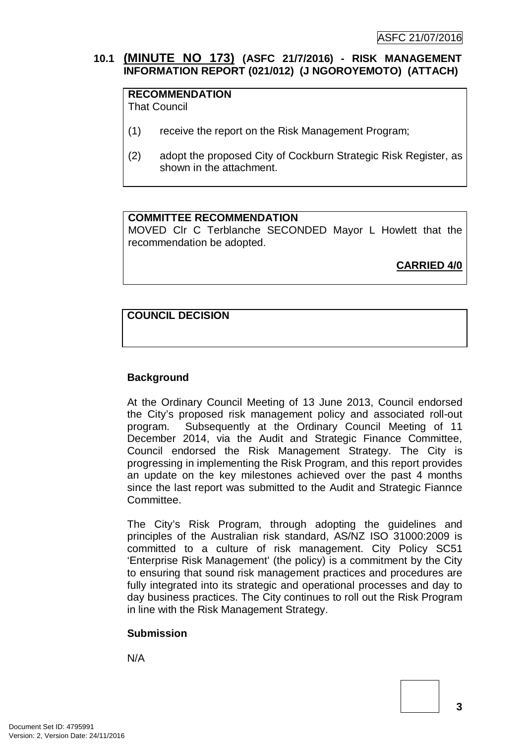### 10.1 **(MINUTE NO 173)** (ASFC 21/7/2016) - RISK MANAGEMENT INFORMATION REPORT (021/012) (J NGOROYEMOTO) (ATTACH)

**RECOMMENDATION**
That Council

(1) receive the report on the Risk Management Program;

(2) adopt the proposed City of Cockburn Strategic Risk Register, as shown in the attachment.

**COMMITTEE RECOMMENDATION**
MOVED Clr C Terblanche SECONDED Mayor L Howlett that the recommendation be adopted.

**CARRIED 4/0**

**COUNCIL DECISION**

**Background**

At the Ordinary Council Meeting of 13 June 2013, Council endorsed the City's proposed risk management policy and associated roll-out program. Subsequently at the Ordinary Council Meeting of 11 December 2014, via the Audit and Strategic Finance Committee, Council endorsed the Risk Management Strategy. The City is progressing in implementing the Risk Program, and this report provides an update on the key milestones achieved over the past 4 months since the last report was submitted to the Audit and Strategic Fiannce Committee.

The City's Risk Program, through adopting the guidelines and principles of the Australian risk standard, AS/NZ ISO 31000:2009 is committed to a culture of risk management. City Policy SC51 'Enterprise Risk Management' (the policy) is a commitment by the City to ensuring that sound risk management practices and procedures are fully integrated into its strategic and operational processes and day to day business practices. The City continues to roll out the Risk Program in line with the Risk Management Strategy.

**Submission**

N/A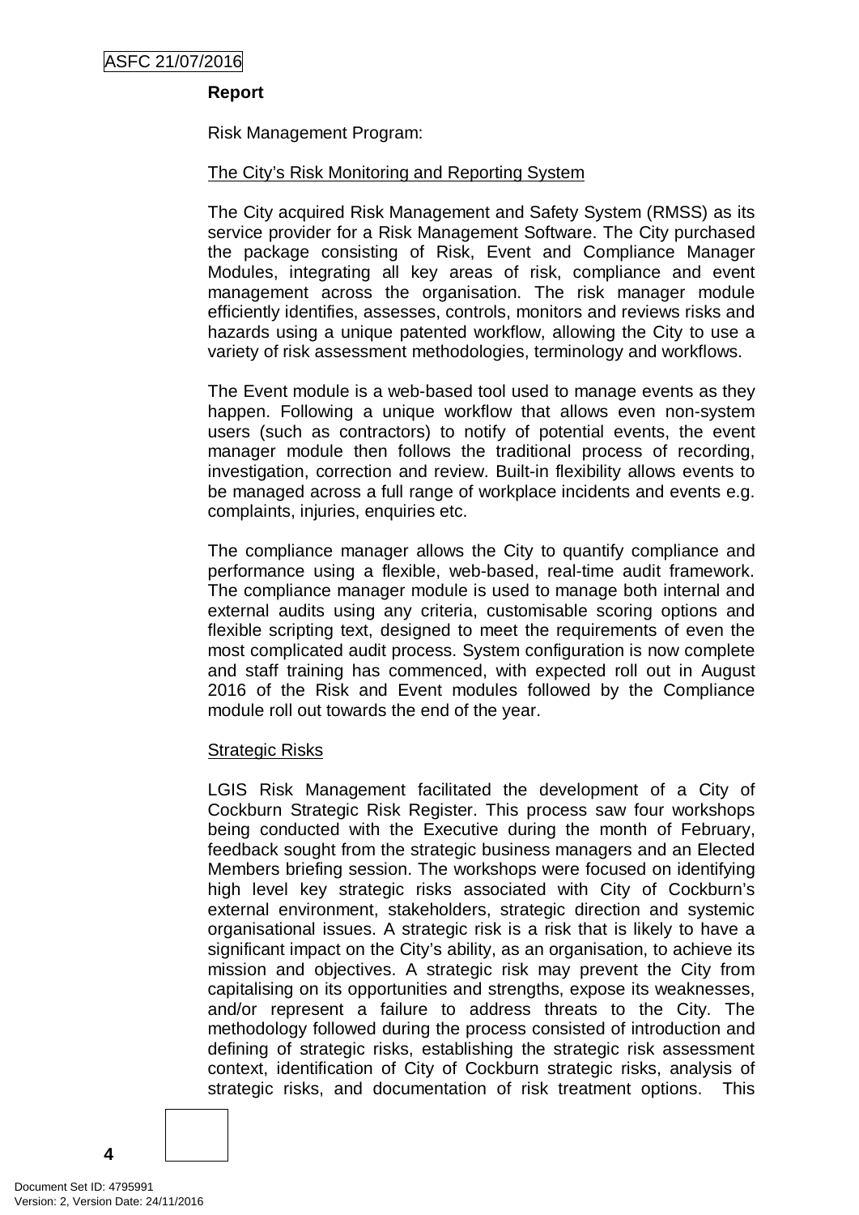**Report**

Risk Management Program:

The City's Risk Monitoring and Reporting System

The City acquired Risk Management and Safety System (RMSS) as its service provider for a Risk Management Software. The City purchased the package consisting of Risk, Event and Compliance Manager Modules, integrating all key areas of risk, compliance and event management across the organisation. The risk manager module efficiently identifies, assesses, controls, monitors and reviews risks and hazards using a unique patented workflow, allowing the City to use a variety of risk assessment methodologies, terminology and workflows.

The Event module is a web-based tool used to manage events as they happen. Following a unique workflow that allows even non-system users (such as contractors) to notify of potential events, the event manager module then follows the traditional process of recording, investigation, correction and review. Built-in flexibility allows events to be managed across a full range of workplace incidents and events e.g. complaints, injuries, enquiries etc.

The compliance manager allows the City to quantify compliance and performance using a flexible, web-based, real-time audit framework. The compliance manager module is used to manage both internal and external audits using any criteria, customisable scoring options and flexible scripting text, designed to meet the requirements of even the most complicated audit process. System configuration is now complete and staff training has commenced, with expected roll out in August 2016 of the Risk and Event modules followed by the Compliance module roll out towards the end of the year.

Strategic Risks

LGIS Risk Management facilitated the development of a City of Cockburn Strategic Risk Register. This process saw four workshops being conducted with the Executive during the month of February, feedback sought from the strategic business managers and an Elected Members briefing session. The workshops were focused on identifying high level key strategic risks associated with City of Cockburn's external environment, stakeholders, strategic direction and systemic organisational issues. A strategic risk is a risk that is likely to have a significant impact on the City's ability, as an organisation, to achieve its mission and objectives. A strategic risk may prevent the City from capitalising on its opportunities and strengths, expose its weaknesses, and/or represent a failure to address threats to the City. The methodology followed during the process consisted of introduction and defining of strategic risks, establishing the strategic risk assessment context, identification of City of Cockburn strategic risks, analysis of strategic risks, and documentation of risk treatment options. This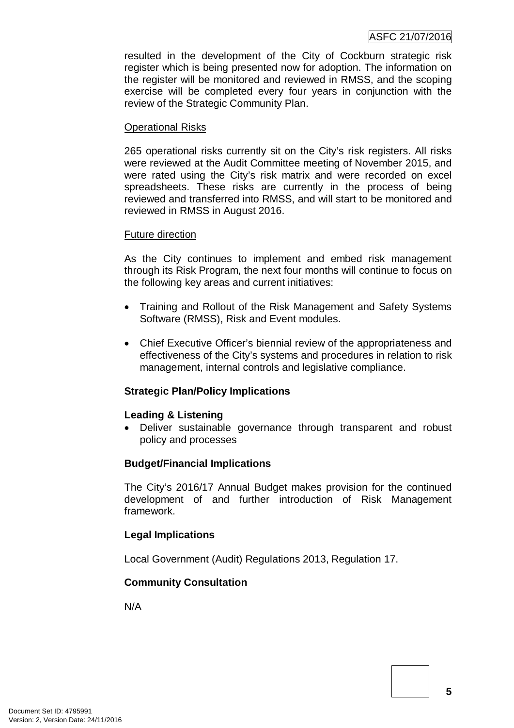resulted in the development of the City of Cockburn strategic risk register which is being presented now for adoption. The information on the register will be monitored and reviewed in RMSS, and the scoping exercise will be completed every four years in conjunction with the review of the Strategic Community Plan.

Operational Risks

265 operational risks currently sit on the City's risk registers. All risks were reviewed at the Audit Committee meeting of November 2015, and were rated using the City's risk matrix and were recorded on excel spreadsheets. These risks are currently in the process of being reviewed and transferred into RMSS, and will start to be monitored and reviewed in RMSS in August 2016.

Future direction

As the City continues to implement and embed risk management through its Risk Program, the next four months will continue to focus on the following key areas and current initiatives:

- Training and Rollout of the Risk Management and Safety Systems Software (RMSS), Risk and Event modules.

- Chief Executive Officer's biennial review of the appropriateness and effectiveness of the City's systems and procedures in relation to risk management, internal controls and legislative compliance.

**Strategic Plan/Policy Implications**

**Leading & Listening**

- Deliver sustainable governance through transparent and robust policy and processes

**Budget/Financial Implications**

The City's 2016/17 Annual Budget makes provision for the continued development of and further introduction of Risk Management framework.

**Legal Implications**

Local Government (Audit) Regulations 2013, Regulation 17.

**Community Consultation**

N/A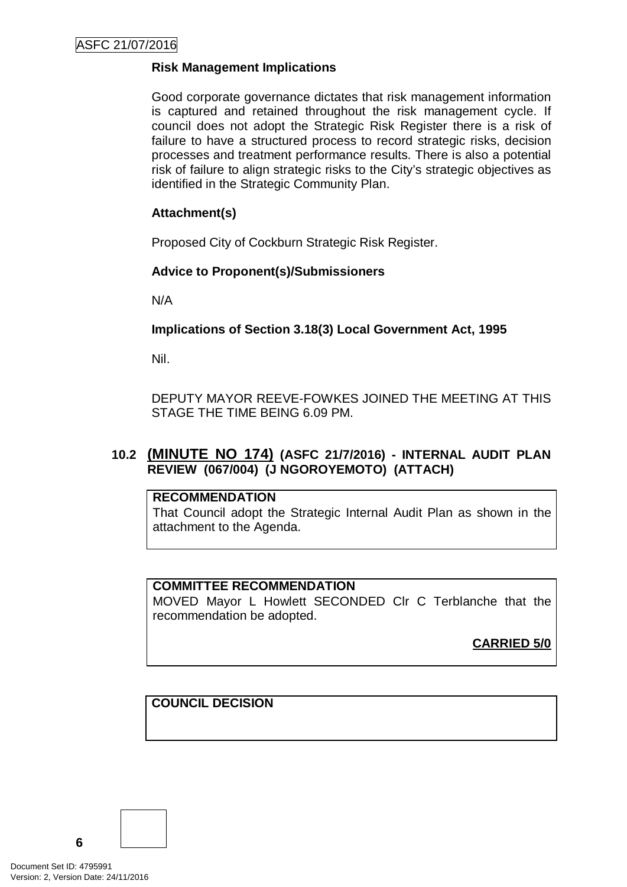**Risk Management Implications**

Good corporate governance dictates that risk management information is captured and retained throughout the risk management cycle. If council does not adopt the Strategic Risk Register there is a risk of failure to have a structured process to record strategic risks, decision processes and treatment performance results. There is also a potential risk of failure to align strategic risks to the City's strategic objectives as identified in the Strategic Community Plan.

**Attachment(s)**

Proposed City of Cockburn Strategic Risk Register.

**Advice to Proponent(s)/Submissioners**

N/A

**Implications of Section 3.18(3) Local Government Act, 1995**

Nil.

DEPUTY MAYOR REEVE-FOWKES JOINED THE MEETING AT THIS STAGE THE TIME BEING 6.09 PM.

### 10.2 (MINUTE NO 174) (ASFC 21/7/2016) - INTERNAL AUDIT PLAN REVIEW (067/004) (J NGOROYEMOTO) (ATTACH)

**RECOMMENDATION**
That Council adopt the Strategic Internal Audit Plan as shown in the attachment to the Agenda.

**COMMITTEE RECOMMENDATION**
MOVED Mayor L Howlett SECONDED Clr C Terblanche that the recommendation be adopted.

**CARRIED 5/0**

**COUNCIL DECISION**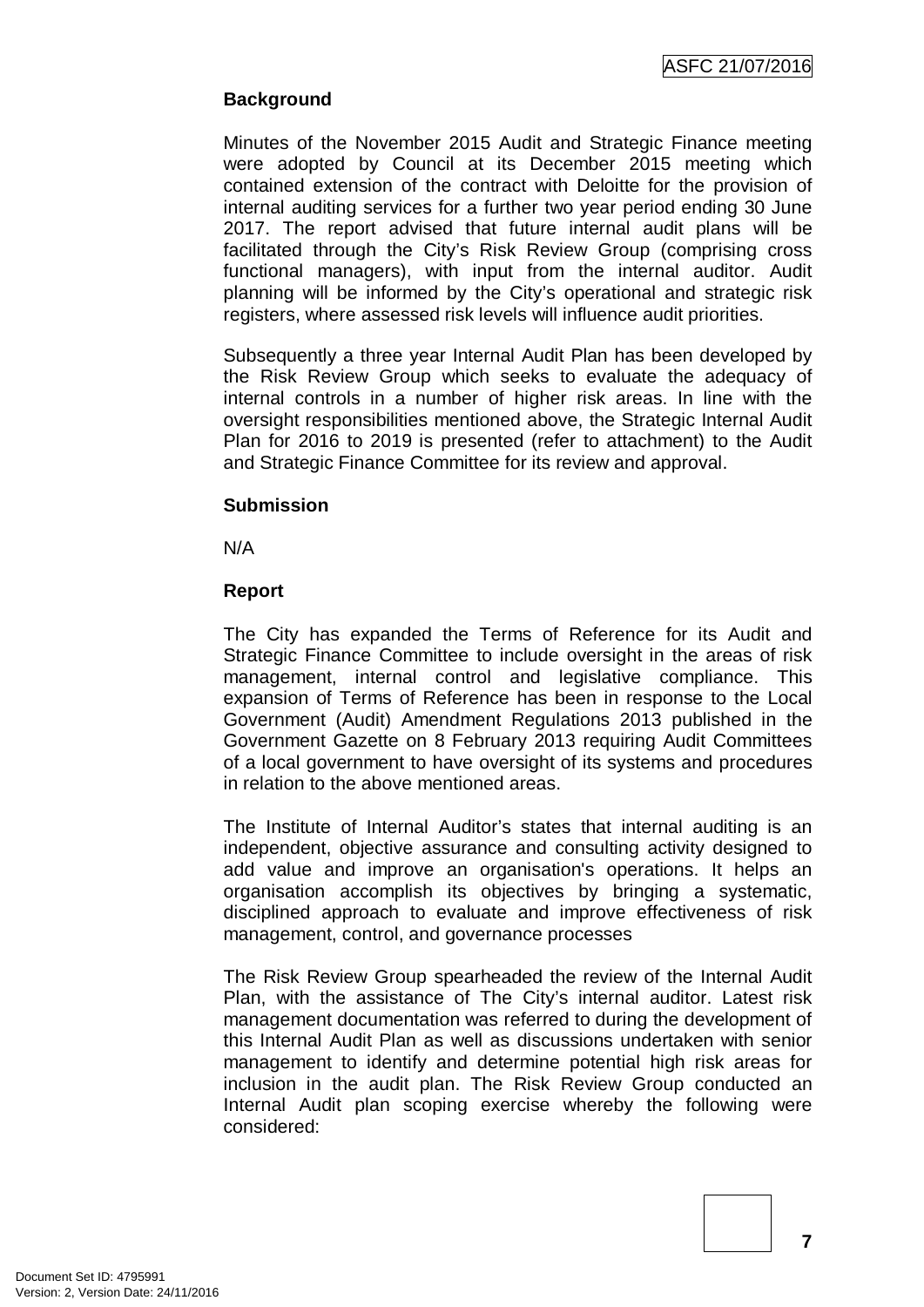**Background**

Minutes of the November 2015 Audit and Strategic Finance meeting were adopted by Council at its December 2015 meeting which contained extension of the contract with Deloitte for the provision of internal auditing services for a further two year period ending 30 June 2017. The report advised that future internal audit plans will be facilitated through the City's Risk Review Group (comprising cross functional managers), with input from the internal auditor. Audit planning will be informed by the City's operational and strategic risk registers, where assessed risk levels will influence audit priorities.

Subsequently a three year Internal Audit Plan has been developed by the Risk Review Group which seeks to evaluate the adequacy of internal controls in a number of higher risk areas. In line with the oversight responsibilities mentioned above, the Strategic Internal Audit Plan for 2016 to 2019 is presented (refer to attachment) to the Audit and Strategic Finance Committee for its review and approval.

**Submission**

N/A

**Report**

The City has expanded the Terms of Reference for its Audit and Strategic Finance Committee to include oversight in the areas of risk management, internal control and legislative compliance. This expansion of Terms of Reference has been in response to the Local Government (Audit) Amendment Regulations 2013 published in the Government Gazette on 8 February 2013 requiring Audit Committees of a local government to have oversight of its systems and procedures in relation to the above mentioned areas.

The Institute of Internal Auditor's states that internal auditing is an independent, objective assurance and consulting activity designed to add value and improve an organisation's operations. It helps an organisation accomplish its objectives by bringing a systematic, disciplined approach to evaluate and improve effectiveness of risk management, control, and governance processes

The Risk Review Group spearheaded the review of the Internal Audit Plan, with the assistance of The City's internal auditor. Latest risk management documentation was referred to during the development of this Internal Audit Plan as well as discussions undertaken with senior management to identify and determine potential high risk areas for inclusion in the audit plan. The Risk Review Group conducted an Internal Audit plan scoping exercise whereby the following were considered: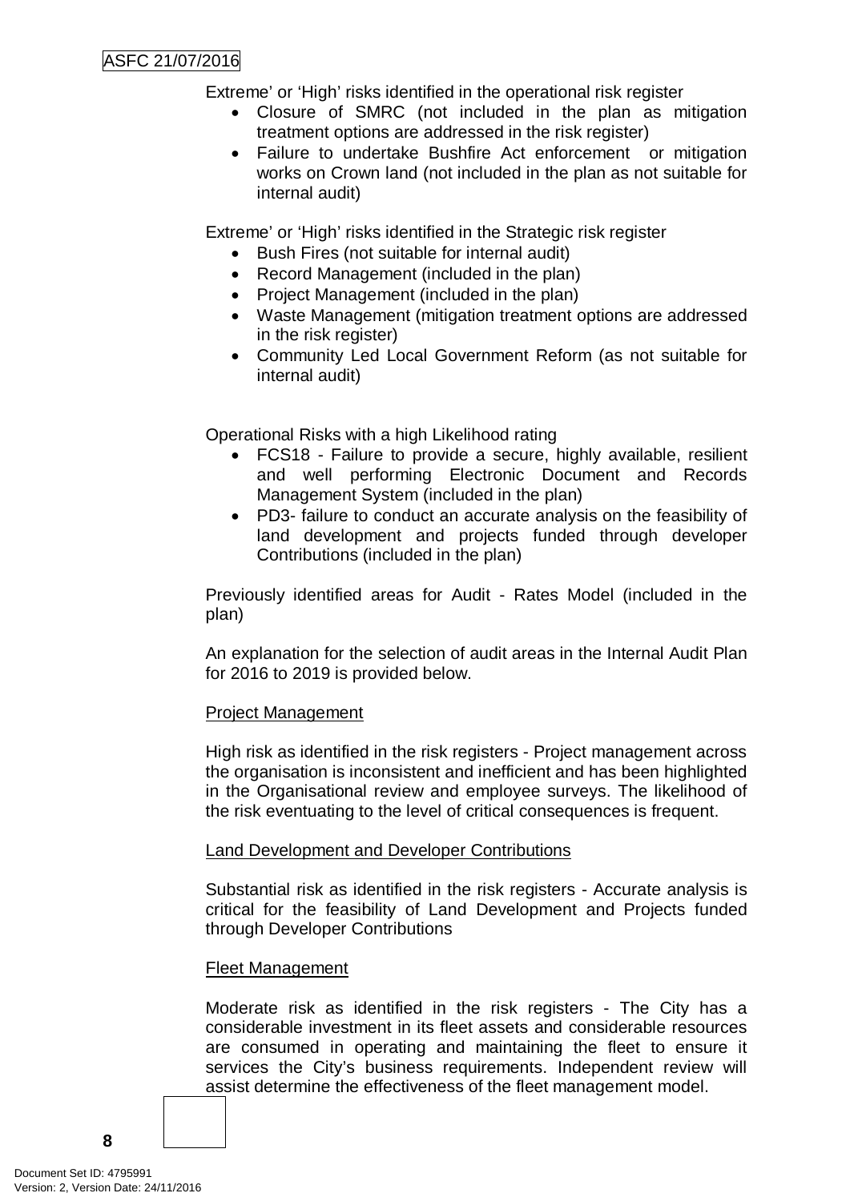Extreme' or 'High' risks identified in the operational risk register

- Closure of SMRC (not included in the plan as mitigation treatment options are addressed in the risk register)
- Failure to undertake Bushfire Act enforcement or mitigation works on Crown land (not included in the plan as not suitable for internal audit)

Extreme' or 'High' risks identified in the Strategic risk register

- Bush Fires (not suitable for internal audit)
- Record Management (included in the plan)
- Project Management (included in the plan)
- Waste Management (mitigation treatment options are addressed in the risk register)
- Community Led Local Government Reform (as not suitable for internal audit)

Operational Risks with a high Likelihood rating

- FCS18 - Failure to provide a secure, highly available, resilient and well performing Electronic Document and Records Management System (included in the plan)
- PD3- failure to conduct an accurate analysis on the feasibility of land development and projects funded through developer Contributions (included in the plan)

Previously identified areas for Audit - Rates Model (included in the plan)

An explanation for the selection of audit areas in the Internal Audit Plan for 2016 to 2019 is provided below.

Project Management

High risk as identified in the risk registers - Project management across the organisation is inconsistent and inefficient and has been highlighted in the Organisational review and employee surveys. The likelihood of the risk eventuating to the level of critical consequences is frequent.

Land Development and Developer Contributions

Substantial risk as identified in the risk registers - Accurate analysis is critical for the feasibility of Land Development and Projects funded through Developer Contributions

Fleet Management

Moderate risk as identified in the risk registers - The City has a considerable investment in its fleet assets and considerable resources are consumed in operating and maintaining the fleet to ensure it services the City's business requirements. Independent review will assist determine the effectiveness of the fleet management model.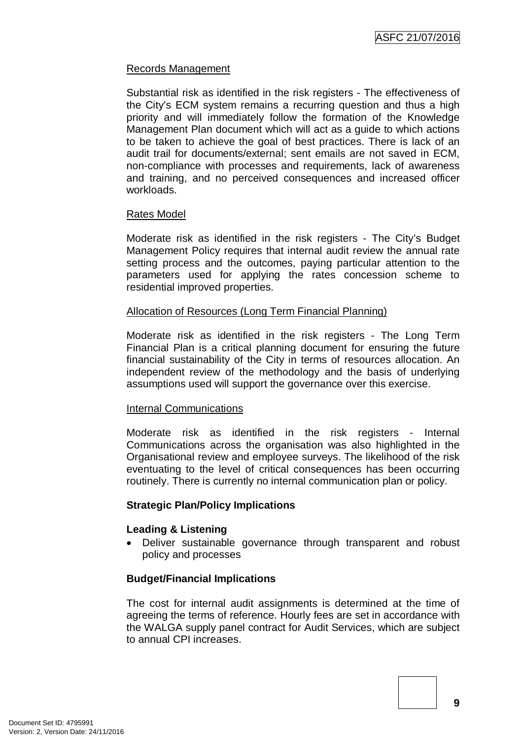Records Management

Substantial risk as identified in the risk registers - The effectiveness of the City's ECM system remains a recurring question and thus a high priority and will immediately follow the formation of the Knowledge Management Plan document which will act as a guide to which actions to be taken to achieve the goal of best practices. There is lack of an audit trail for documents/external; sent emails are not saved in ECM, non-compliance with processes and requirements, lack of awareness and training, and no perceived consequences and increased officer workloads.

Rates Model

Moderate risk as identified in the risk registers - The City's Budget Management Policy requires that internal audit review the annual rate setting process and the outcomes, paying particular attention to the parameters used for applying the rates concession scheme to residential improved properties.

Allocation of Resources (Long Term Financial Planning)

Moderate risk as identified in the risk registers - The Long Term Financial Plan is a critical planning document for ensuring the future financial sustainability of the City in terms of resources allocation. An independent review of the methodology and the basis of underlying assumptions used will support the governance over this exercise.

Internal Communications

Moderate risk as identified in the risk registers - Internal Communications across the organisation was also highlighted in the Organisational review and employee surveys. The likelihood of the risk eventuating to the level of critical consequences has been occurring routinely. There is currently no internal communication plan or policy.

**Strategic Plan/Policy Implications**

**Leading & Listening**

- Deliver sustainable governance through transparent and robust policy and processes

**Budget/Financial Implications**

The cost for internal audit assignments is determined at the time of agreeing the terms of reference. Hourly fees are set in accordance with the WALGA supply panel contract for Audit Services, which are subject to annual CPI increases.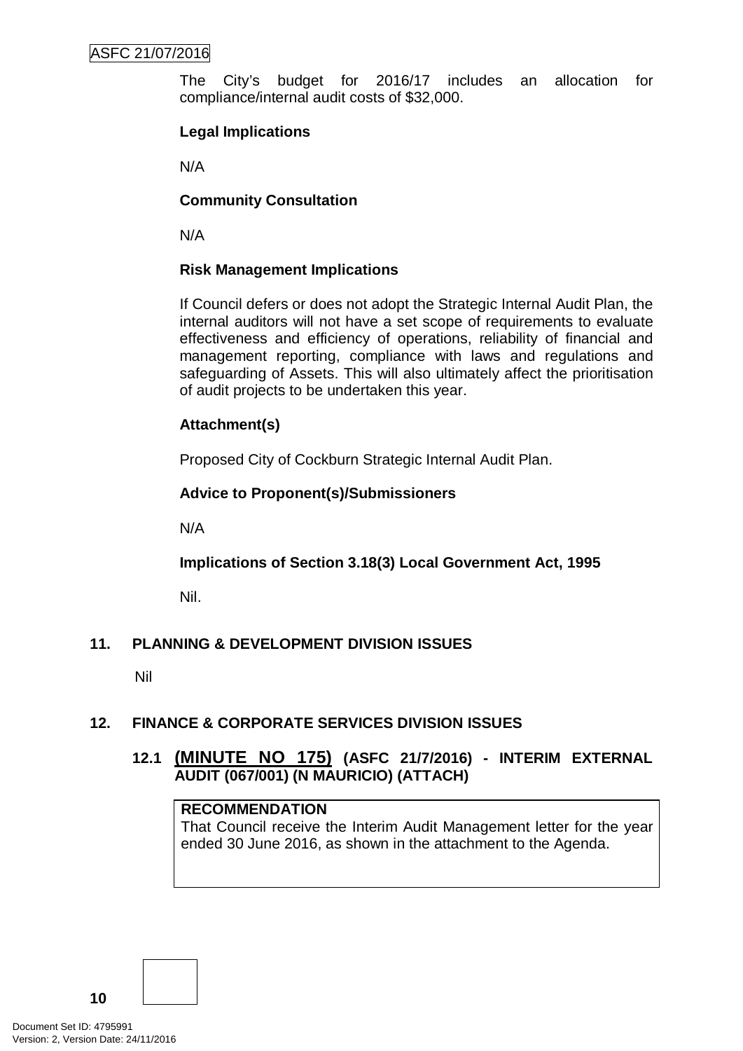The City's budget for 2016/17 includes an allocation for compliance/internal audit costs of $32,000.

**Legal Implications**

N/A

**Community Consultation**

N/A

**Risk Management Implications**

If Council defers or does not adopt the Strategic Internal Audit Plan, the internal auditors will not have a set scope of requirements to evaluate effectiveness and efficiency of operations, reliability of financial and management reporting, compliance with laws and regulations and safeguarding of Assets. This will also ultimately affect the prioritisation of audit projects to be undertaken this year.

**Attachment(s)**

Proposed City of Cockburn Strategic Internal Audit Plan.

**Advice to Proponent(s)/Submissioners**

N/A

**Implications of Section 3.18(3) Local Government Act, 1995**

Nil.

## 11. PLANNING & DEVELOPMENT DIVISION ISSUES

Nil

## 12. FINANCE & CORPORATE SERVICES DIVISION ISSUES

### 12.1 (MINUTE NO 175) (ASFC 21/7/2016) - INTERIM EXTERNAL AUDIT (067/001) (N MAURICIO) (ATTACH)

**RECOMMENDATION**
That Council receive the Interim Audit Management letter for the year ended 30 June 2016, as shown in the attachment to the Agenda.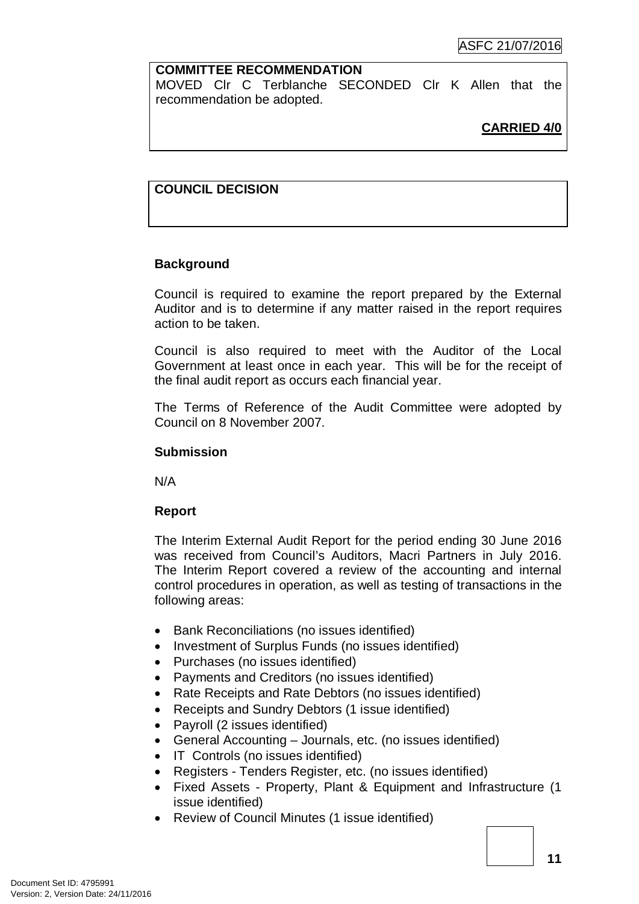**COMMITTEE RECOMMENDATION**

MOVED Clr C Terblanche SECONDED Clr K Allen that the recommendation be adopted.

**CARRIED 4/0**

**COUNCIL DECISION**

**Background**

Council is required to examine the report prepared by the External Auditor and is to determine if any matter raised in the report requires action to be taken.

Council is also required to meet with the Auditor of the Local Government at least once in each year. This will be for the receipt of the final audit report as occurs each financial year.

The Terms of Reference of the Audit Committee were adopted by Council on 8 November 2007.

**Submission**

N/A

**Report**

The Interim External Audit Report for the period ending 30 June 2016 was received from Council's Auditors, Macri Partners in July 2016. The Interim Report covered a review of the accounting and internal control procedures in operation, as well as testing of transactions in the following areas:

- Bank Reconciliations (no issues identified)
- Investment of Surplus Funds (no issues identified)
- Purchases (no issues identified)
- Payments and Creditors (no issues identified)
- Rate Receipts and Rate Debtors (no issues identified)
- Receipts and Sundry Debtors (1 issue identified)
- Payroll (2 issues identified)
- General Accounting – Journals, etc. (no issues identified)
- IT Controls (no issues identified)
- Registers - Tenders Register, etc. (no issues identified)
- Fixed Assets - Property, Plant & Equipment and Infrastructure (1 issue identified)
- Review of Council Minutes (1 issue identified)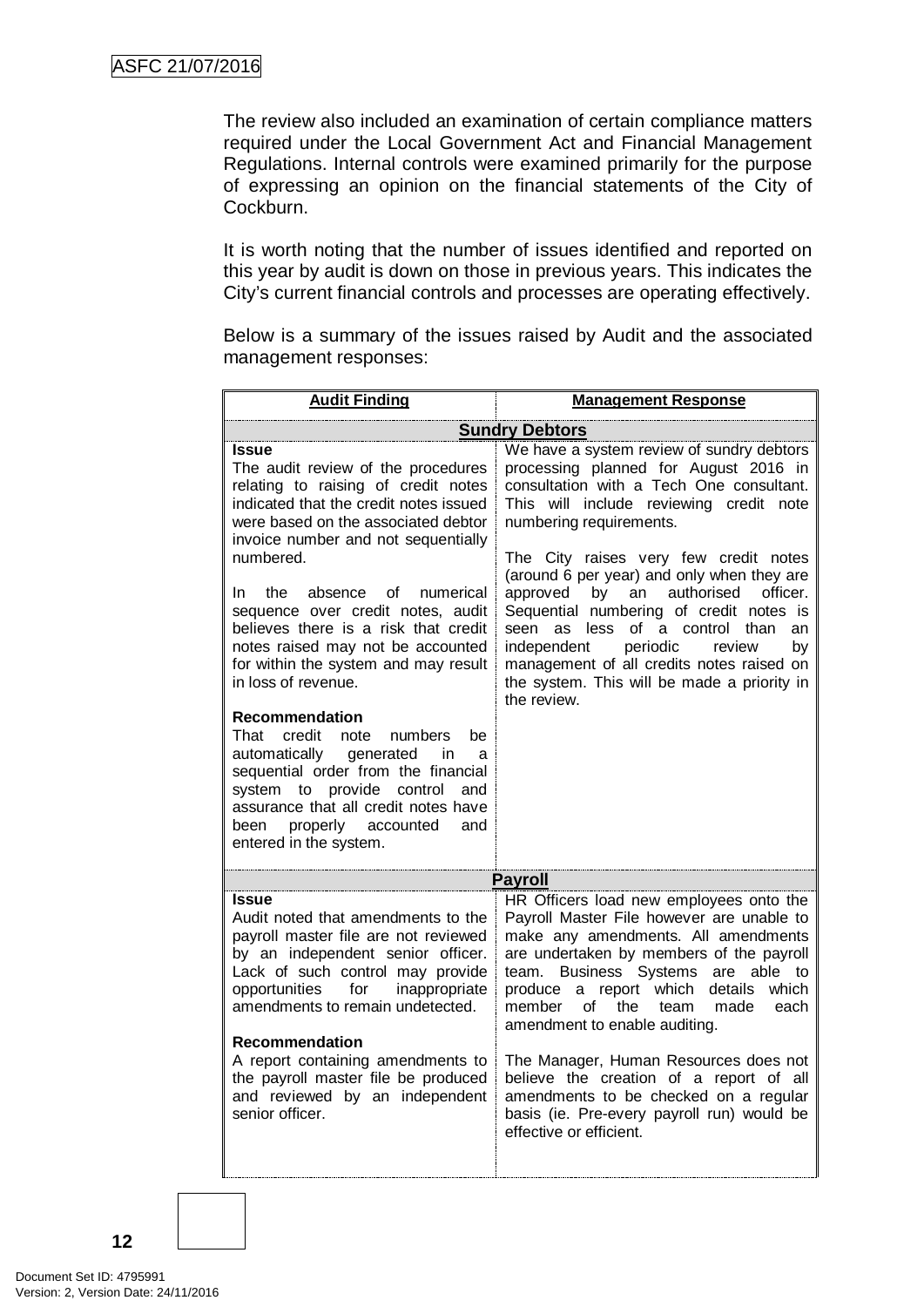The review also included an examination of certain compliance matters required under the Local Government Act and Financial Management Regulations. Internal controls were examined primarily for the purpose of expressing an opinion on the financial statements of the City of Cockburn.

It is worth noting that the number of issues identified and reported on this year by audit is down on those in previous years. This indicates the City's current financial controls and processes are operating effectively.

Below is a summary of the issues raised by Audit and the associated management responses:

| Audit Finding | Management Response |
|---|---|
| **Sundry Debtors** | |
| **Issue**<br>The audit review of the procedures relating to raising of credit notes indicated that the credit notes issued were based on the associated debtor invoice number and not sequentially numbered.<br><br>In the absence of numerical sequence over credit notes, audit believes there is a risk that credit notes raised may not be accounted for within the system and may result in loss of revenue.<br><br>**Recommendation**<br>That credit note numbers be automatically generated in a sequential order from the financial system to provide control and assurance that all credit notes have been properly accounted and entered in the system. | We have a system review of sundry debtors processing planned for August 2016 in consultation with a Tech One consultant. This will include reviewing credit note numbering requirements.<br><br>The City raises very few credit notes (around 6 per year) and only when they are approved by an authorised officer. Sequential numbering of credit notes is seen as less of a control than an independent periodic review by management of all credits notes raised on the system. This will be made a priority in the review. |
| **Payroll** | |
| **Issue**<br>Audit noted that amendments to the payroll master file are not reviewed by an independent senior officer. Lack of such control may provide opportunities for inappropriate amendments to remain undetected.<br><br>**Recommendation**<br>A report containing amendments to the payroll master file be produced and reviewed by an independent senior officer. | HR Officers load new employees onto the Payroll Master File however are unable to make any amendments. All amendments are undertaken by members of the payroll team. Business Systems are able to produce a report which details which member of the team made each amendment to enable auditing.<br><br>The Manager, Human Resources does not believe the creation of a report of all amendments to be checked on a regular basis (ie. Pre-every payroll run) would be effective or efficient. |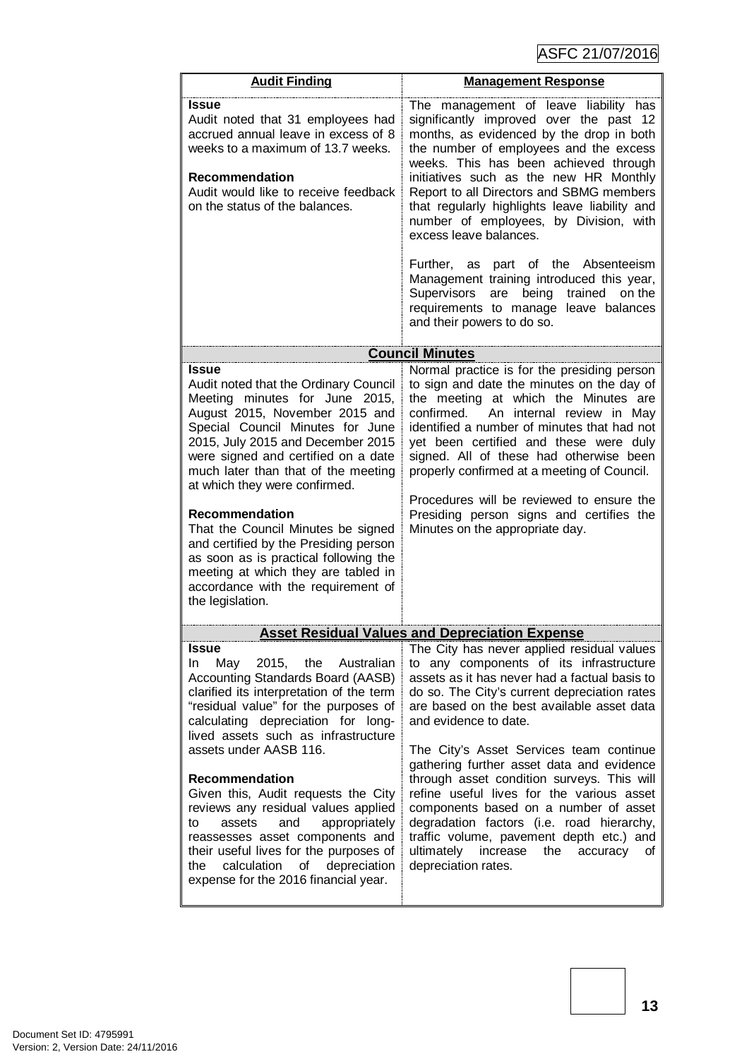| Audit Finding | Management Response |
|---|---|
| **Issue**<br>Audit noted that 31 employees had accrued annual leave in excess of 8 weeks to a maximum of 13.7 weeks.<br><br>**Recommendation**<br>Audit would like to receive feedback on the status of the balances. | The management of leave liability has significantly improved over the past 12 months, as evidenced by the drop in both the number of employees and the excess weeks. This has been achieved through initiatives such as the new HR Monthly Report to all Directors and SBMG members that regularly highlights leave liability and number of employees, by Division, with excess leave balances.<br><br>Further, as part of the Absenteeism Management training introduced this year, Supervisors are being trained on the requirements to manage leave balances and their powers to do so. |
| **Council Minutes** | |
| **Issue**<br>Audit noted that the Ordinary Council Meeting minutes for June 2015, August 2015, November 2015 and Special Council Minutes for June 2015, July 2015 and December 2015 were signed and certified on a date much later than that of the meeting at which they were confirmed.<br><br>**Recommendation**<br>That the Council Minutes be signed and certified by the Presiding person as soon as is practical following the meeting at which they are tabled in accordance with the requirement of the legislation. | Normal practice is for the presiding person to sign and date the minutes on the day of the meeting at which the Minutes are confirmed. An internal review in May identified a number of minutes that had not yet been certified and these were duly signed. All of these had otherwise been properly confirmed at a meeting of Council.<br><br>Procedures will be reviewed to ensure the Presiding person signs and certifies the Minutes on the appropriate day. |
| **Asset Residual Values and Depreciation Expense** | |
| **Issue**<br>In May 2015, the Australian Accounting Standards Board (AASB) clarified its interpretation of the term "residual value" for the purposes of calculating depreciation for long-lived assets such as infrastructure assets under AASB 116.<br><br>**Recommendation**<br>Given this, Audit requests the City reviews any residual values applied to assets and appropriately reassesses asset components and their useful lives for the purposes of the calculation of depreciation expense for the 2016 financial year. | The City has never applied residual values to any components of its infrastructure assets as it has never had a factual basis to do so. The City's current depreciation rates are based on the best available asset data and evidence to date.<br><br>The City's Asset Services team continue gathering further asset data and evidence through asset condition surveys. This will refine useful lives for the various asset components based on a number of asset degradation factors (i.e. road hierarchy, traffic volume, pavement depth etc.) and ultimately increase the accuracy of depreciation rates. |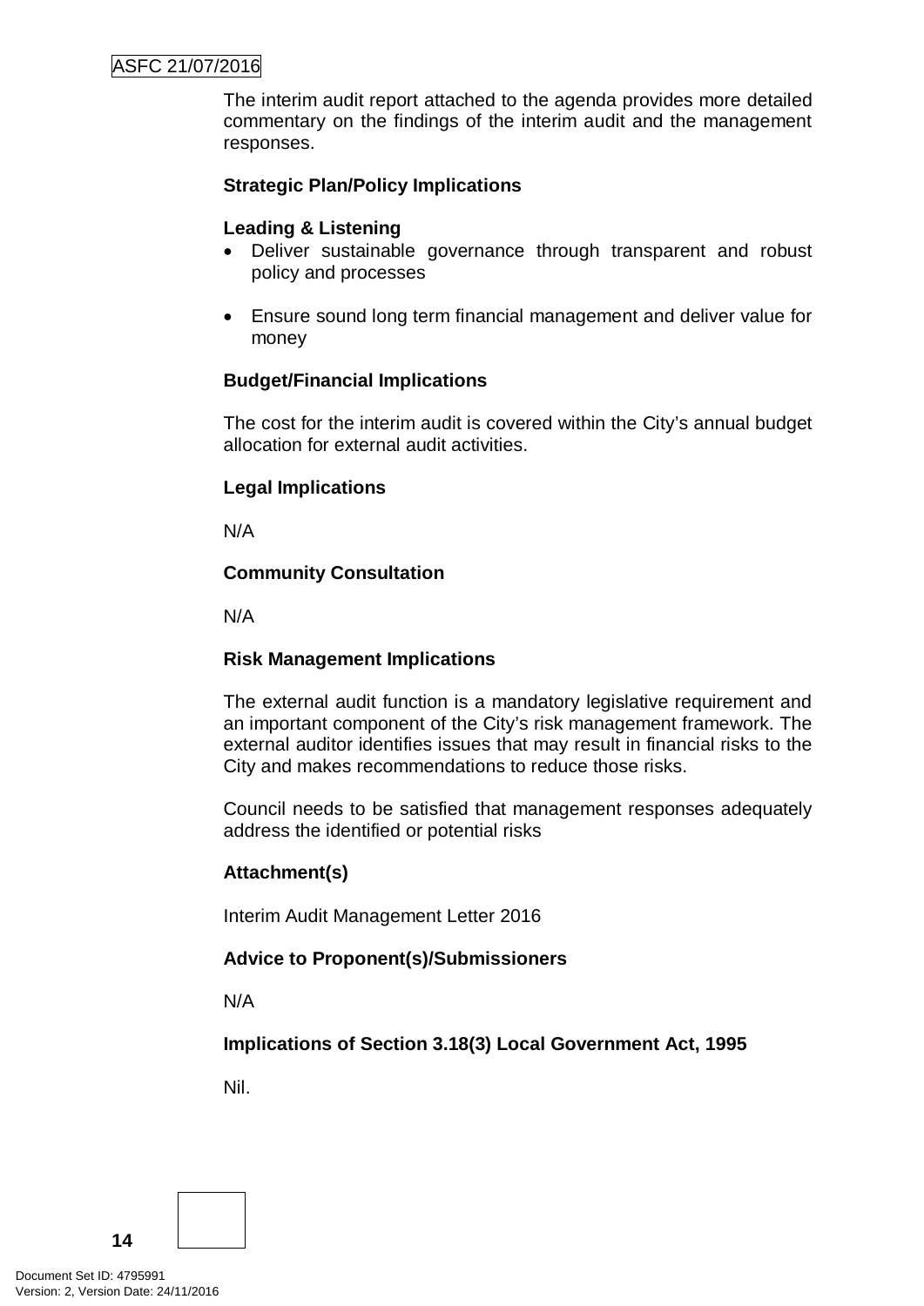The interim audit report attached to the agenda provides more detailed commentary on the findings of the interim audit and the management responses.

**Strategic Plan/Policy Implications**

**Leading & Listening**

- Deliver sustainable governance through transparent and robust policy and processes
- Ensure sound long term financial management and deliver value for money

**Budget/Financial Implications**

The cost for the interim audit is covered within the City's annual budget allocation for external audit activities.

**Legal Implications**

N/A

**Community Consultation**

N/A

**Risk Management Implications**

The external audit function is a mandatory legislative requirement and an important component of the City's risk management framework. The external auditor identifies issues that may result in financial risks to the City and makes recommendations to reduce those risks.

Council needs to be satisfied that management responses adequately address the identified or potential risks

**Attachment(s)**

Interim Audit Management Letter 2016

**Advice to Proponent(s)/Submissioners**

N/A

**Implications of Section 3.18(3) Local Government Act, 1995**

Nil.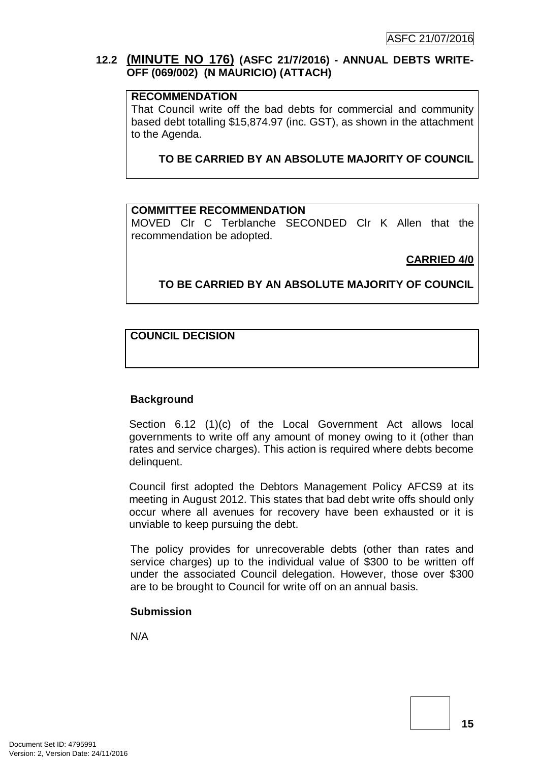### 12.2 (MINUTE NO 176) (ASFC 21/7/2016) - ANNUAL DEBTS WRITE-OFF (069/002) (N MAURICIO) (ATTACH)

**RECOMMENDATION**

That Council write off the bad debts for commercial and community based debt totalling $15,874.97 (inc. GST), as shown in the attachment to the Agenda.

**TO BE CARRIED BY AN ABSOLUTE MAJORITY OF COUNCIL**

**COMMITTEE RECOMMENDATION**

MOVED Clr C Terblanche SECONDED Clr K Allen that the recommendation be adopted.

**CARRIED 4/0**

**TO BE CARRIED BY AN ABSOLUTE MAJORITY OF COUNCIL**

**COUNCIL DECISION**

**Background**

Section 6.12 (1)(c) of the Local Government Act allows local governments to write off any amount of money owing to it (other than rates and service charges). This action is required where debts become delinquent.

Council first adopted the Debtors Management Policy AFCS9 at its meeting in August 2012. This states that bad debt write offs should only occur where all avenues for recovery have been exhausted or it is unviable to keep pursuing the debt.

The policy provides for unrecoverable debts (other than rates and service charges) up to the individual value of $300 to be written off under the associated Council delegation. However, those over $300 are to be brought to Council for write off on an annual basis.

**Submission**

N/A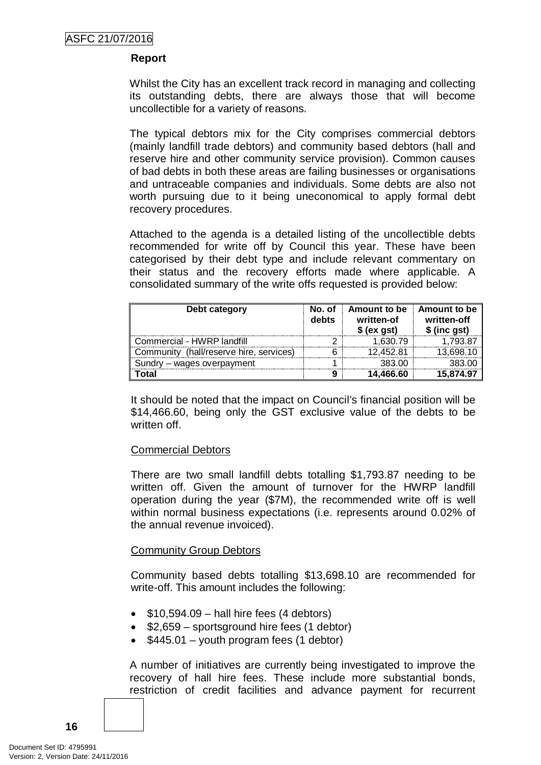**Report**

Whilst the City has an excellent track record in managing and collecting its outstanding debts, there are always those that will become uncollectible for a variety of reasons.

The typical debtors mix for the City comprises commercial debtors (mainly landfill trade debtors) and community based debtors (hall and reserve hire and other community service provision). Common causes of bad debts in both these areas are failing businesses or organisations and untraceable companies and individuals. Some debts are also not worth pursuing due to it being uneconomical to apply formal debt recovery procedures.

Attached to the agenda is a detailed listing of the uncollectible debts recommended for write off by Council this year. These have been categorised by their debt type and include relevant commentary on their status and the recovery efforts made where applicable. A consolidated summary of the write offs requested is provided below:

| Debt category | No. of debts | Amount to be written-of $ (ex gst) | Amount to be written-off $ (inc gst) |
|---|---|---|---|
| Commercial - HWRP landfill | 2 | 1,630.79 | 1,793.87 |
| Community (hall/reserve hire, services) | 6 | 12,452.81 | 13,698.10 |
| Sundry – wages overpayment | 1 | 383.00 | 383.00 |
| **Total** | **9** | **14,466.60** | **15,874.97** |

It should be noted that the impact on Council's financial position will be $14,466.60, being only the GST exclusive value of the debts to be written off.

Commercial Debtors

There are two small landfill debts totalling $1,793.87 needing to be written off. Given the amount of turnover for the HWRP landfill operation during the year ($7M), the recommended write off is well within normal business expectations (i.e. represents around 0.02% of the annual revenue invoiced).

Community Group Debtors

Community based debts totalling $13,698.10 are recommended for write-off. This amount includes the following:

- $10,594.09 – hall hire fees (4 debtors)
- $2,659 – sportsground hire fees (1 debtor)
- $445.01 – youth program fees (1 debtor)

A number of initiatives are currently being investigated to improve the recovery of hall hire fees. These include more substantial bonds, restriction of credit facilities and advance payment for recurrent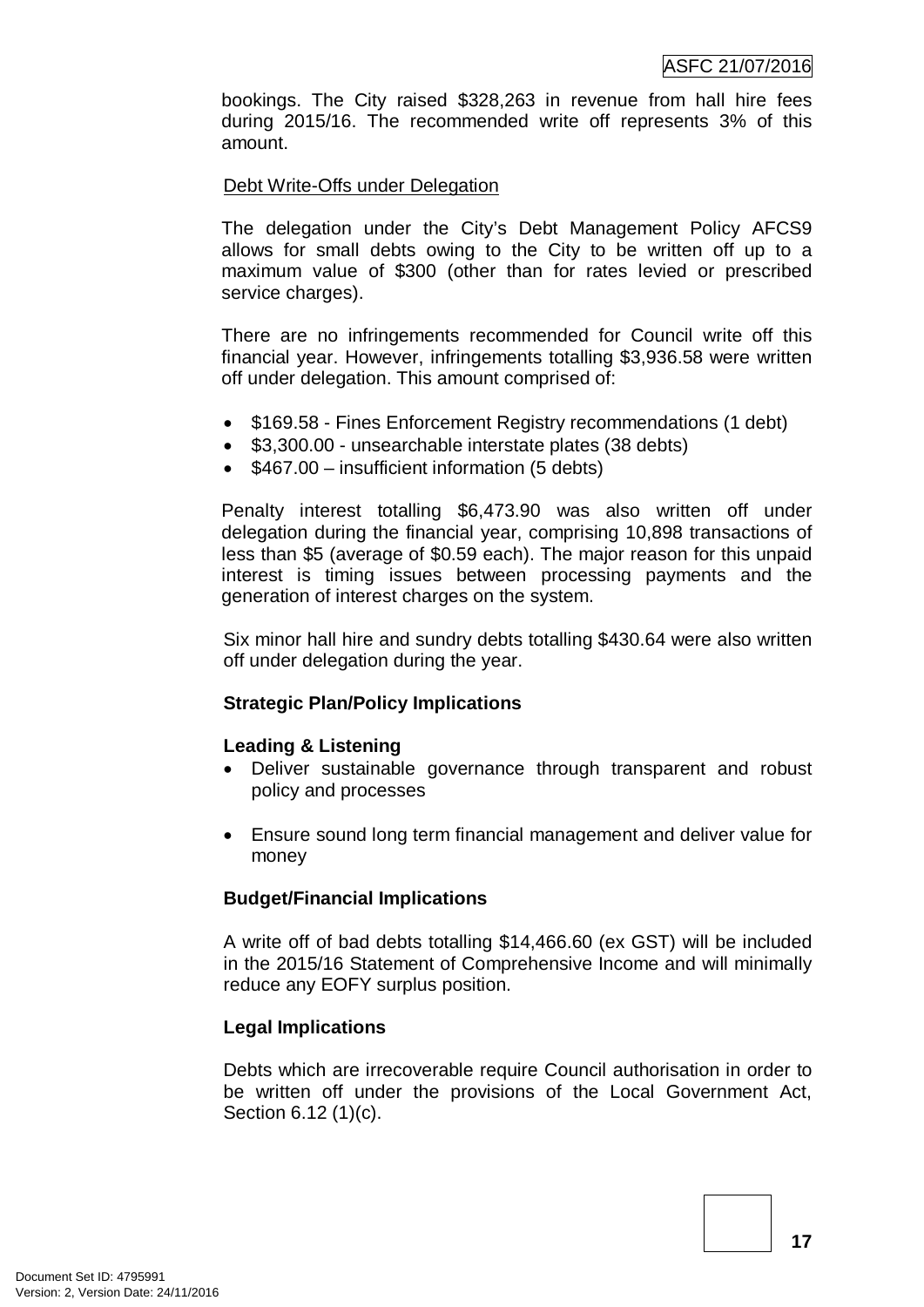bookings. The City raised $328,263 in revenue from hall hire fees during 2015/16. The recommended write off represents 3% of this amount.

Debt Write-Offs under Delegation

The delegation under the City's Debt Management Policy AFCS9 allows for small debts owing to the City to be written off up to a maximum value of $300 (other than for rates levied or prescribed service charges).

There are no infringements recommended for Council write off this financial year. However, infringements totalling $3,936.58 were written off under delegation. This amount comprised of:

- $169.58 - Fines Enforcement Registry recommendations (1 debt)
- $3,300.00 - unsearchable interstate plates (38 debts)
- $467.00 – insufficient information (5 debts)

Penalty interest totalling $6,473.90 was also written off under delegation during the financial year, comprising 10,898 transactions of less than $5 (average of $0.59 each). The major reason for this unpaid interest is timing issues between processing payments and the generation of interest charges on the system.

Six minor hall hire and sundry debts totalling $430.64 were also written off under delegation during the year.

**Strategic Plan/Policy Implications**

**Leading & Listening**

- Deliver sustainable governance through transparent and robust policy and processes
- Ensure sound long term financial management and deliver value for money

**Budget/Financial Implications**

A write off of bad debts totalling $14,466.60 (ex GST) will be included in the 2015/16 Statement of Comprehensive Income and will minimally reduce any EOFY surplus position.

**Legal Implications**

Debts which are irrecoverable require Council authorisation in order to be written off under the provisions of the Local Government Act, Section 6.12 (1)(c).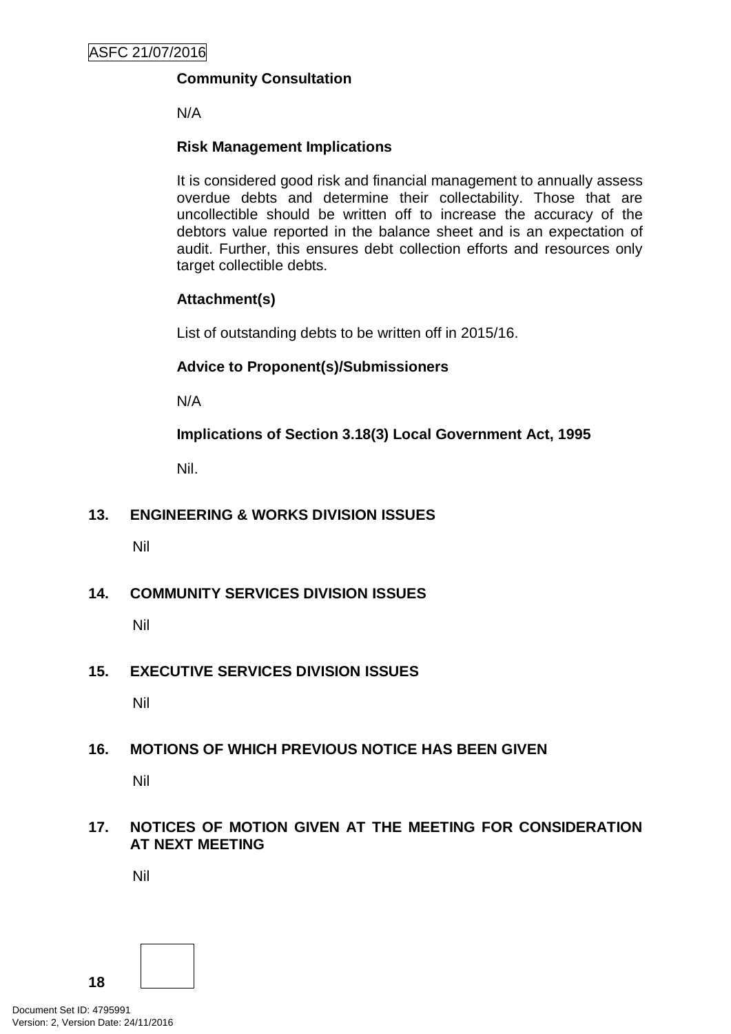**Community Consultation**

N/A

**Risk Management Implications**

It is considered good risk and financial management to annually assess overdue debts and determine their collectability. Those that are uncollectible should be written off to increase the accuracy of the debtors value reported in the balance sheet and is an expectation of audit. Further, this ensures debt collection efforts and resources only target collectible debts.

**Attachment(s)**

List of outstanding debts to be written off in 2015/16.

**Advice to Proponent(s)/Submissioners**

N/A

**Implications of Section 3.18(3) Local Government Act, 1995**

Nil.

## 13. ENGINEERING & WORKS DIVISION ISSUES

Nil

## 14. COMMUNITY SERVICES DIVISION ISSUES

Nil

## 15. EXECUTIVE SERVICES DIVISION ISSUES

Nil

## 16. MOTIONS OF WHICH PREVIOUS NOTICE HAS BEEN GIVEN

Nil

## 17. NOTICES OF MOTION GIVEN AT THE MEETING FOR CONSIDERATION AT NEXT MEETING

Nil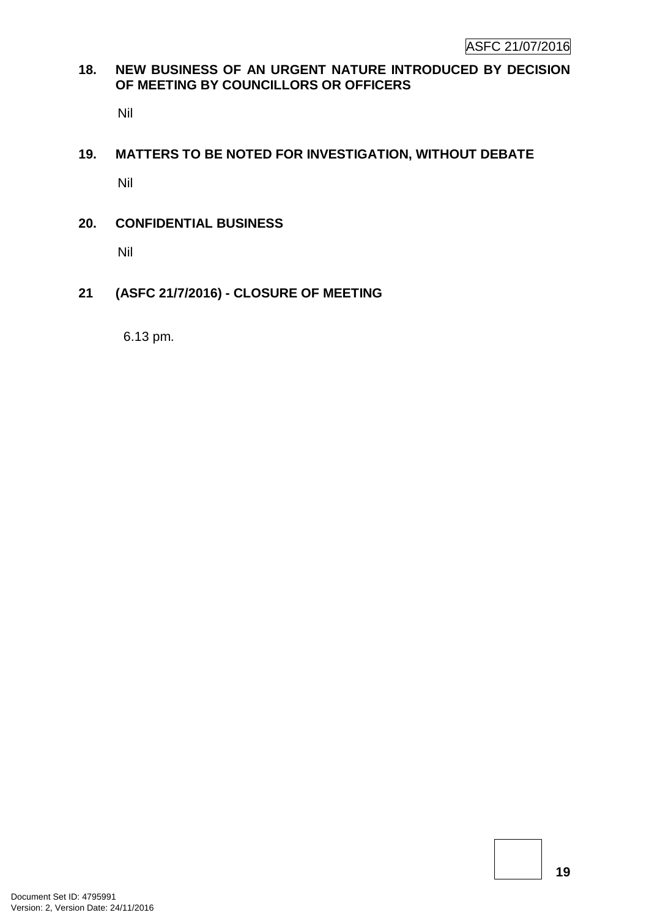## 18. NEW BUSINESS OF AN URGENT NATURE INTRODUCED BY DECISION OF MEETING BY COUNCILLORS OR OFFICERS

Nil

## 19. MATTERS TO BE NOTED FOR INVESTIGATION, WITHOUT DEBATE

Nil

## 20. CONFIDENTIAL BUSINESS

Nil

## 21 (ASFC 21/7/2016) - CLOSURE OF MEETING

6.13 pm.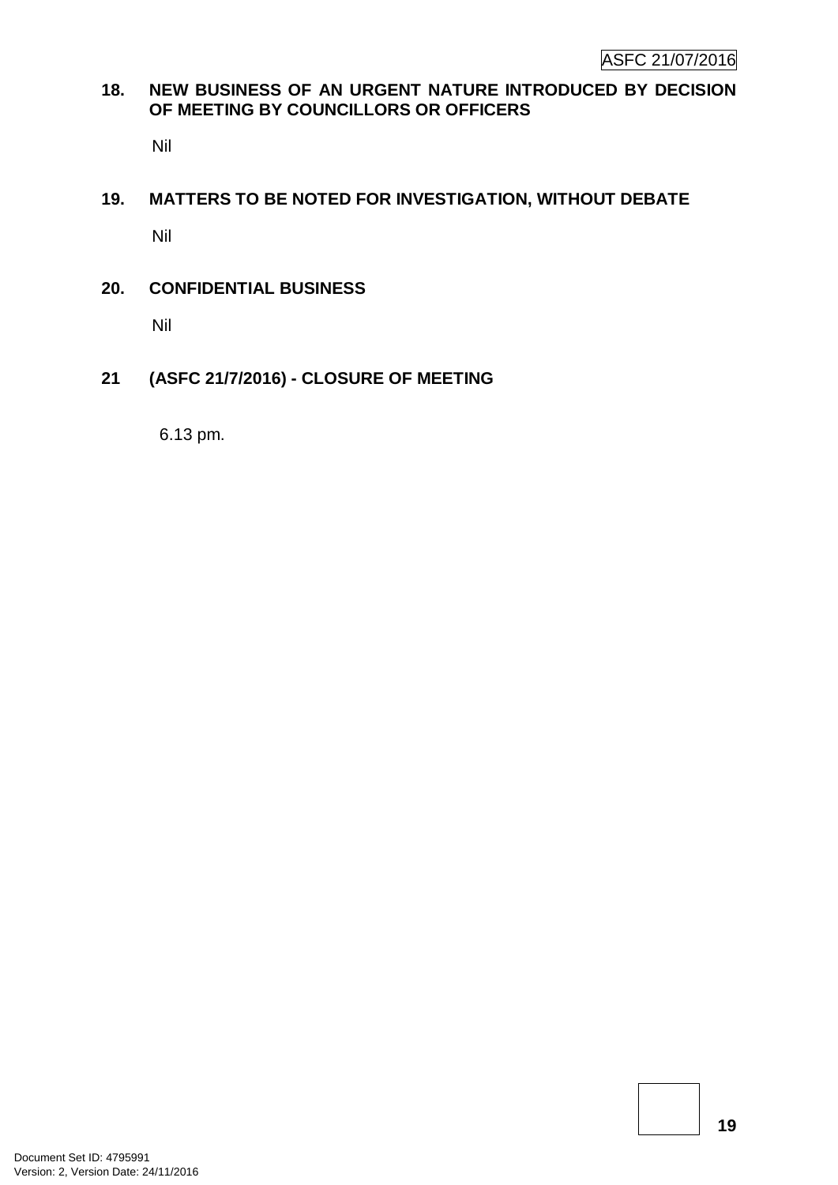## 18. NEW BUSINESS OF AN URGENT NATURE INTRODUCED BY DECISION OF MEETING BY COUNCILLORS OR OFFICERS

Nil

## 19. MATTERS TO BE NOTED FOR INVESTIGATION, WITHOUT DEBATE

Nil

## 20. CONFIDENTIAL BUSINESS

Nil

## 21 (ASFC 21/7/2016) - CLOSURE OF MEETING

6.13 pm.